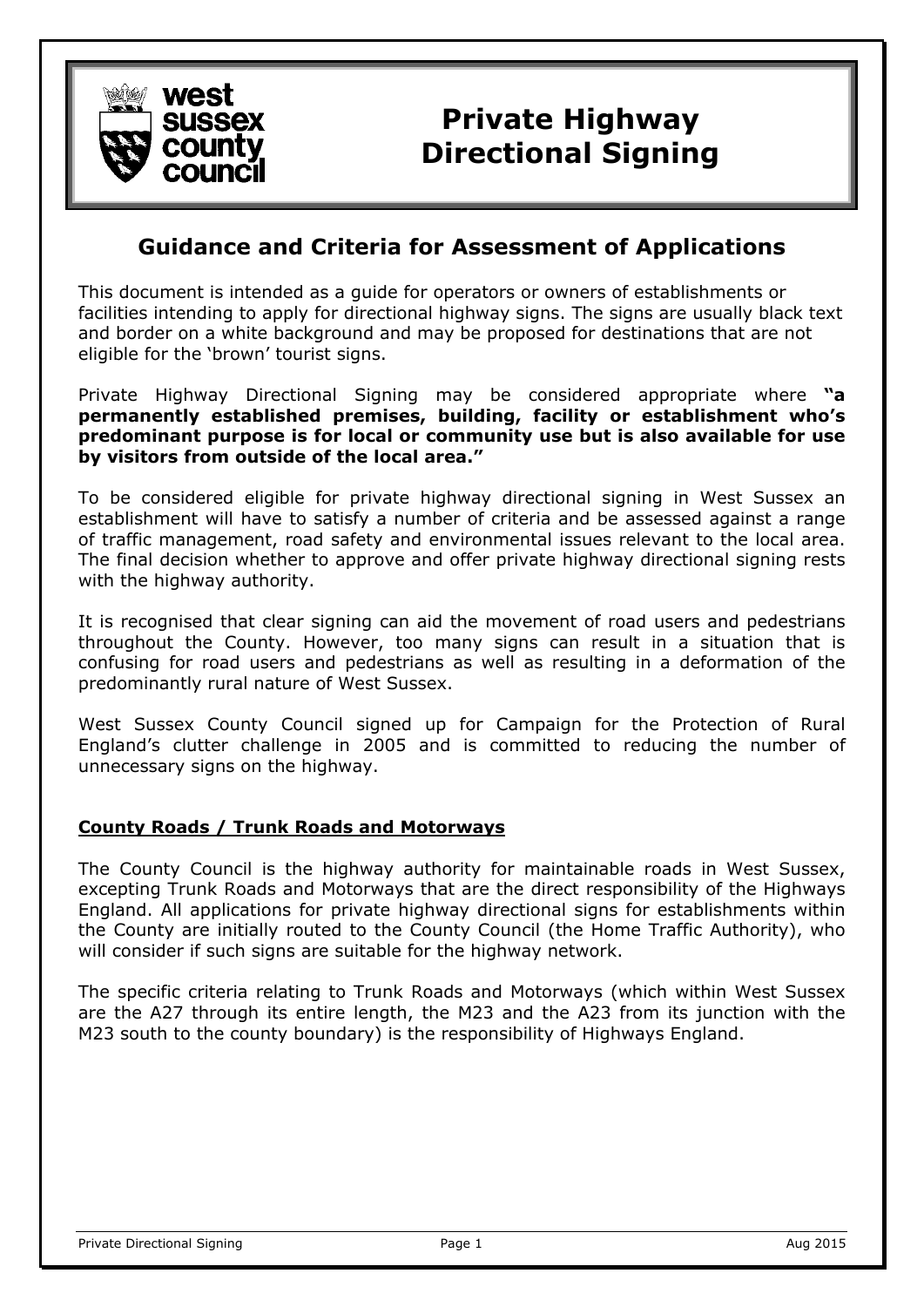# Private Highway Directional Signing

## Guidance and Criteria for Assessment of Applications

This document is intended as a guide for operators or owners of establishments or facilities intending to apply for directional highway signs. The signs are usually black text and border on a white background and may be proposed for destinations that are not eligible for the 'brown' tourist signs.

Private Highway Directional Signing may be considered appropriate where **"a permanently established premises, building, facility or establishment who's predominant purpose is for local or community use but is also available for use by visitors from outside of the local area."**

To be considered eligible for private highway directional signing in West Sussex an establishment will have to satisfy a number of criteria and be assessed against a range of traffic management, road safety and environmental issues relevant to the local area. The final decision whether to approve and offer private highway directional signing rests with the highway authority.

It is recognised that clear signing can aid the movement of road users and pedestrians throughout the County. However, too many signs can result in a situation that is confusing for road users and pedestrians as well as resulting in a deformation of the predominantly rural nature of West Sussex.

West Sussex County Council signed up for Campaign for the Protection of Rural England's clutter challenge in 2005 and is committed to reducing the number of unnecessary signs on the highway.

### County Roads / Trunk Roads and Motorways

The County Council is the highway authority for maintainable roads in West Sussex, excepting Trunk Roads and Motorways that are the direct responsibility of the Highways England. All applications for private highway directional signs for establishments within the County are initially routed to the County Council (the Home Traffic Authority), who will consider if such signs are suitable for the highway network.

The specific criteria relating to Trunk Roads and Motorways (which within West Sussex are the A27 through its entire length, the M23 and the A23 from its junction with the M23 south to the county boundary) is the responsibility of Highways England.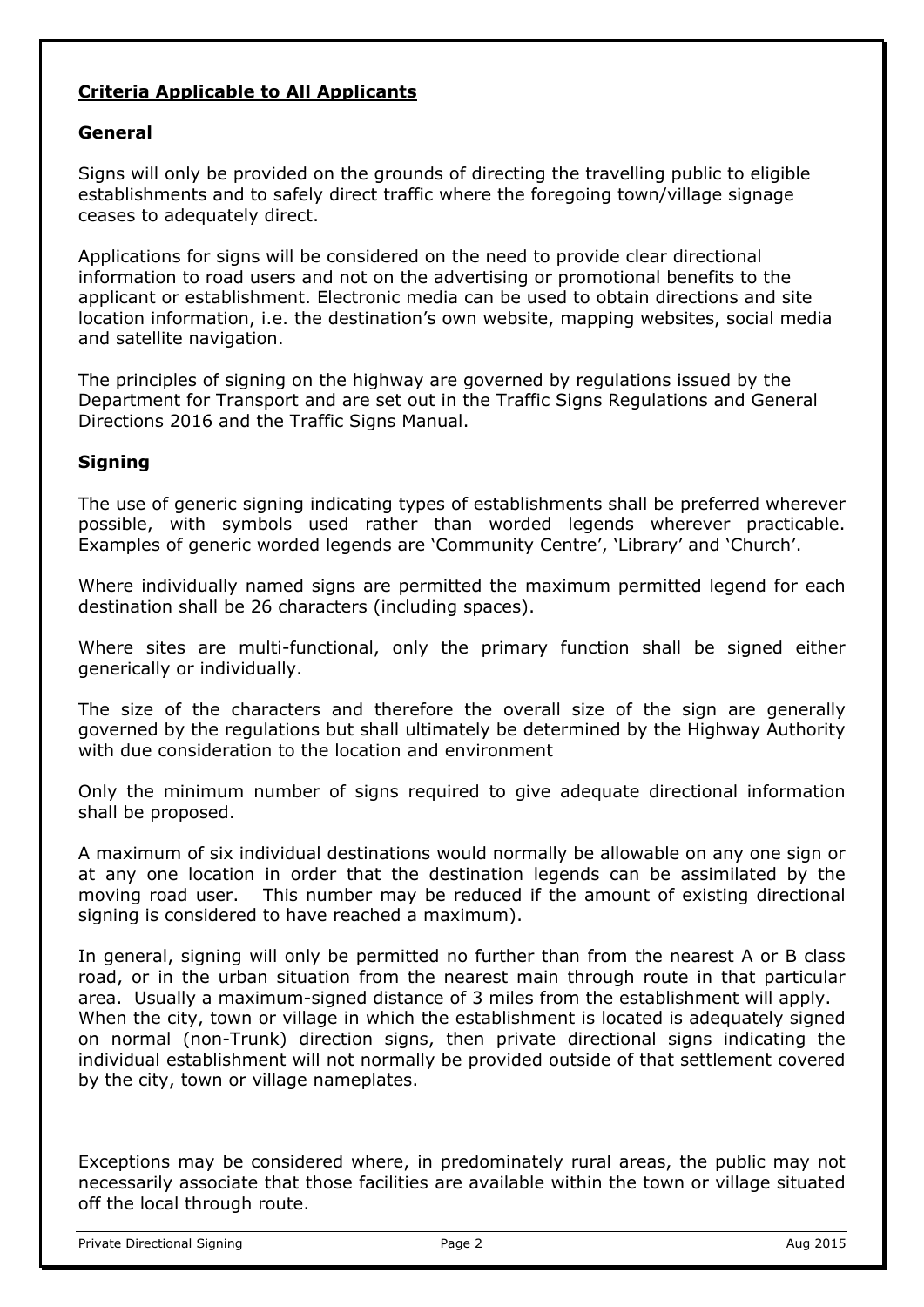## Criteria Applicable to All Applicants

### General

Signs will only be provided on the grounds of directing the travelling public to eligible establishments and to safely direct traffic where the foregoing town/village signage ceases to adequately direct.

Applications for signs will be considered on the need to provide clear directional information to road users and not on the advertising or promotional benefits to the applicant or establishment. Electronic media can be used to obtain directions and site location information, i.e. the destination's own website, mapping websites, social media and satellite navigation.

The principles of signing on the highway are governed by regulations issued by the Department for Transport and are set out in the Traffic Signs Regulations and General Directions 2016 and the Traffic Signs Manual.

### Signing

The use of generic signing indicating types of establishments shall be preferred wherever possible, with symbols used rather than worded legends wherever practicable. Examples of generic worded legends are 'Community Centre', 'Library' and 'Church'.

Where individually named signs are permitted the maximum permitted legend for each destination shall be 26 characters (including spaces).

Where sites are multi-functional, only the primary function shall be signed either generically or individually.

The size of the characters and therefore the overall size of the sign are generally governed by the regulations but shall ultimately be determined by the Highway Authority with due consideration to the location and environment

Only the minimum number of signs required to give adequate directional information shall be proposed.

A maximum of six individual destinations would normally be allowable on any one sign or at any one location in order that the destination legends can be assimilated by the moving road user. This number may be reduced if the amount of existing directional signing is considered to have reached a maximum).

In general, signing will only be permitted no further than from the nearest A or B class road, or in the urban situation from the nearest main through route in that particular area. Usually a maximum-signed distance of 3 miles from the establishment will apply. When the city, town or village in which the establishment is located is adequately signed on normal (non-Trunk) direction signs, then private directional signs indicating the individual establishment will not normally be provided outside of that settlement covered by the city, town or village nameplates.

Exceptions may be considered where, in predominately rural areas, the public may not necessarily associate that those facilities are available within the town or village situated off the local through route.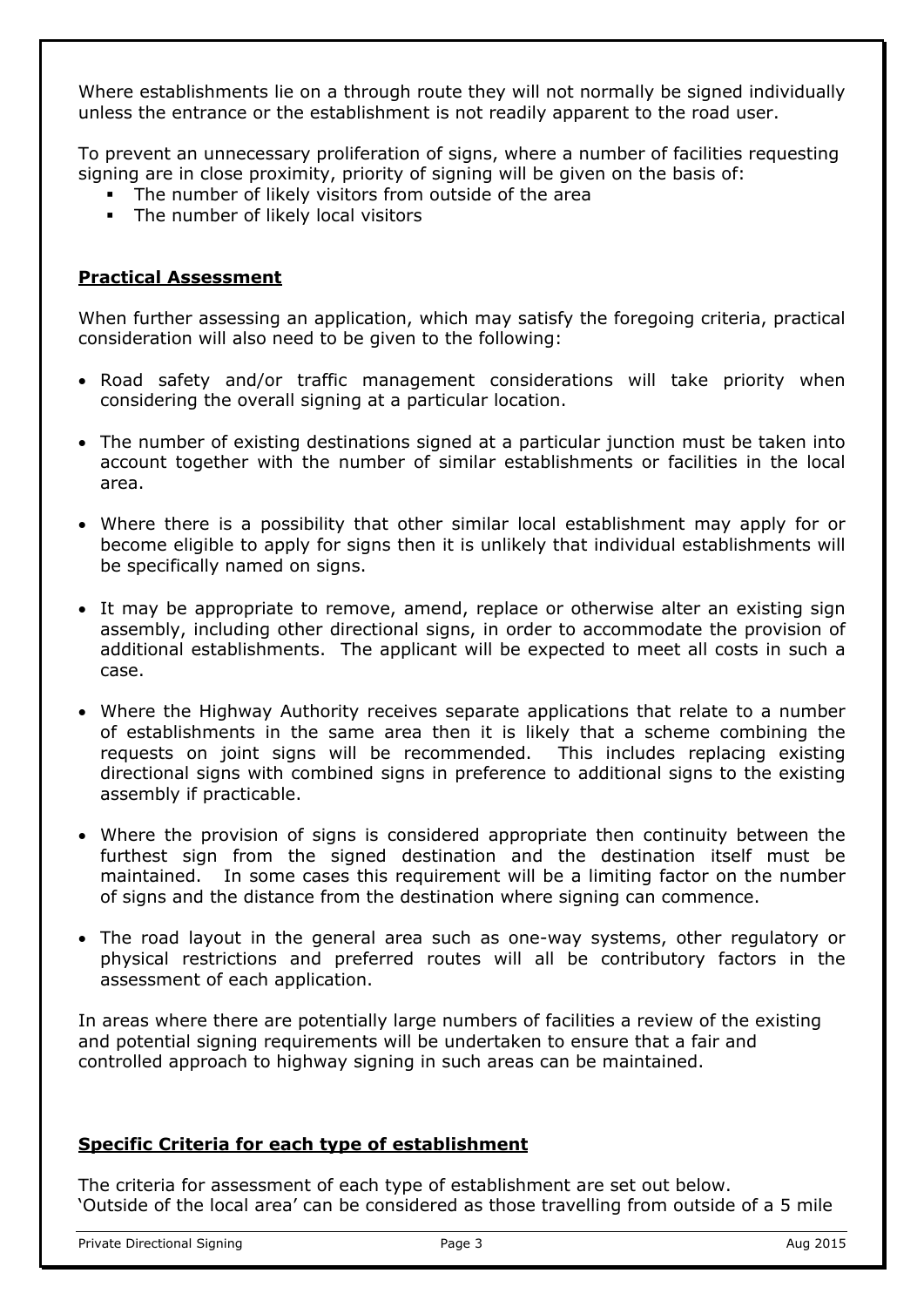Where establishments lie on a through route they will not normally be signed individually unless the entrance or the establishment is not readily apparent to the road user.

To prevent an unnecessary proliferation of signs, where a number of facilities requesting signing are in close proximity, priority of signing will be given on the basis of:

- The number of likely visitors from outside of the area
- The number of likely local visitors

## **Practical Assessment**

When further assessing an application, which may satisfy the foregoing criteria, practical consideration will also need to be given to the following:

- Road safety and/or traffic management considerations will take priority when considering the overall signing at a particular location.
- The number of existing destinations signed at a particular junction must be taken into account together with the number of similar establishments or facilities in the local area.
- Where there is a possibility that other similar local establishment may apply for or become eligible to apply for signs then it is unlikely that individual establishments will be specifically named on signs.
- It may be appropriate to remove, amend, replace or otherwise alter an existing sign assembly, including other directional signs, in order to accommodate the provision of additional establishments. The applicant will be expected to meet all costs in such a case.
- Where the Highway Authority receives separate applications that relate to a number of establishments in the same area then it is likely that a scheme combining the requests on joint signs will be recommended. This includes replacing existing directional signs with combined signs in preference to additional signs to the existing assembly if practicable.
- Where the provision of signs is considered appropriate then continuity between the furthest sign from the signed destination and the destination itself must be maintained. In some cases this requirement will be a limiting factor on the number of signs and the distance from the destination where signing can commence.
- The road layout in the general area such as one-way systems, other regulatory or physical restrictions and preferred routes will all be contributory factors in the assessment of each application.

In areas where there are potentially large numbers of facilities a review of the existing and potential signing requirements will be undertaken to ensure that a fair and controlled approach to highway signing in such areas can be maintained.

## **Specific Criteria for each type of establishment**

The criteria for assessment of each type of establishment are set out below.
'Outside of the local area' can be considered as those travelling from outside of a 5 mile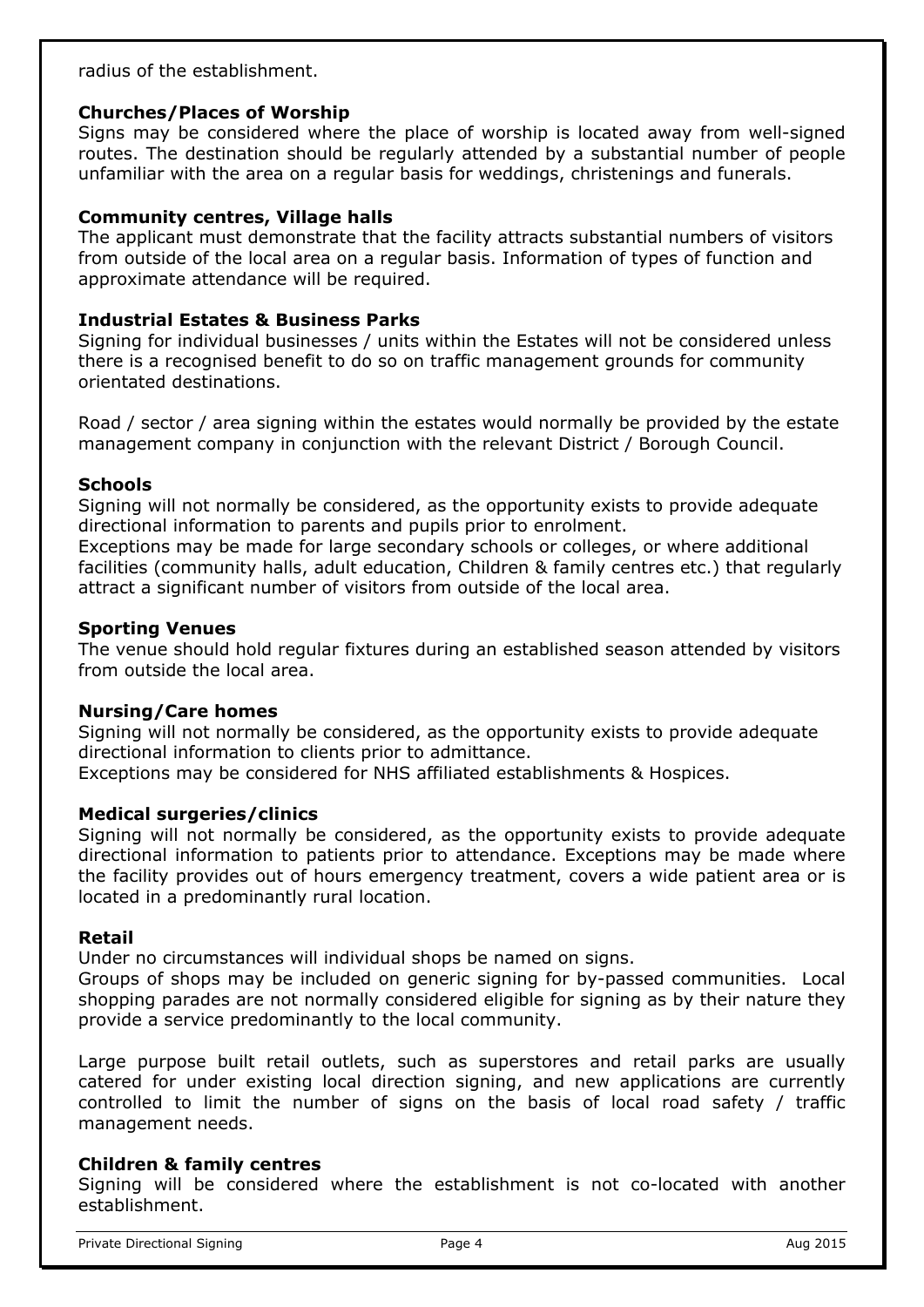radius of the establishment.

**Churches/Places of Worship**
Signs may be considered where the place of worship is located away from well-signed routes. The destination should be regularly attended by a substantial number of people unfamiliar with the area on a regular basis for weddings, christenings and funerals.

**Community centres, Village halls**
The applicant must demonstrate that the facility attracts substantial numbers of visitors from outside of the local area on a regular basis. Information of types of function and approximate attendance will be required.

**Industrial Estates & Business Parks**
Signing for individual businesses / units within the Estates will not be considered unless there is a recognised benefit to do so on traffic management grounds for community orientated destinations.

Road / sector / area signing within the estates would normally be provided by the estate management company in conjunction with the relevant District / Borough Council.

**Schools**
Signing will not normally be considered, as the opportunity exists to provide adequate directional information to parents and pupils prior to enrolment.
Exceptions may be made for large secondary schools or colleges, or where additional facilities (community halls, adult education, Children & family centres etc.) that regularly attract a significant number of visitors from outside of the local area.

**Sporting Venues**
The venue should hold regular fixtures during an established season attended by visitors from outside the local area.

**Nursing/Care homes**
Signing will not normally be considered, as the opportunity exists to provide adequate directional information to clients prior to admittance.
Exceptions may be considered for NHS affiliated establishments & Hospices.

**Medical surgeries/clinics**
Signing will not normally be considered, as the opportunity exists to provide adequate directional information to patients prior to attendance. Exceptions may be made where the facility provides out of hours emergency treatment, covers a wide patient area or is located in a predominantly rural location.

**Retail**
Under no circumstances will individual shops be named on signs.
Groups of shops may be included on generic signing for by-passed communities. Local shopping parades are not normally considered eligible for signing as by their nature they provide a service predominantly to the local community.

Large purpose built retail outlets, such as superstores and retail parks are usually catered for under existing local direction signing, and new applications are currently controlled to limit the number of signs on the basis of local road safety / traffic management needs.

**Children & family centres**
Signing will be considered where the establishment is not co-located with another establishment.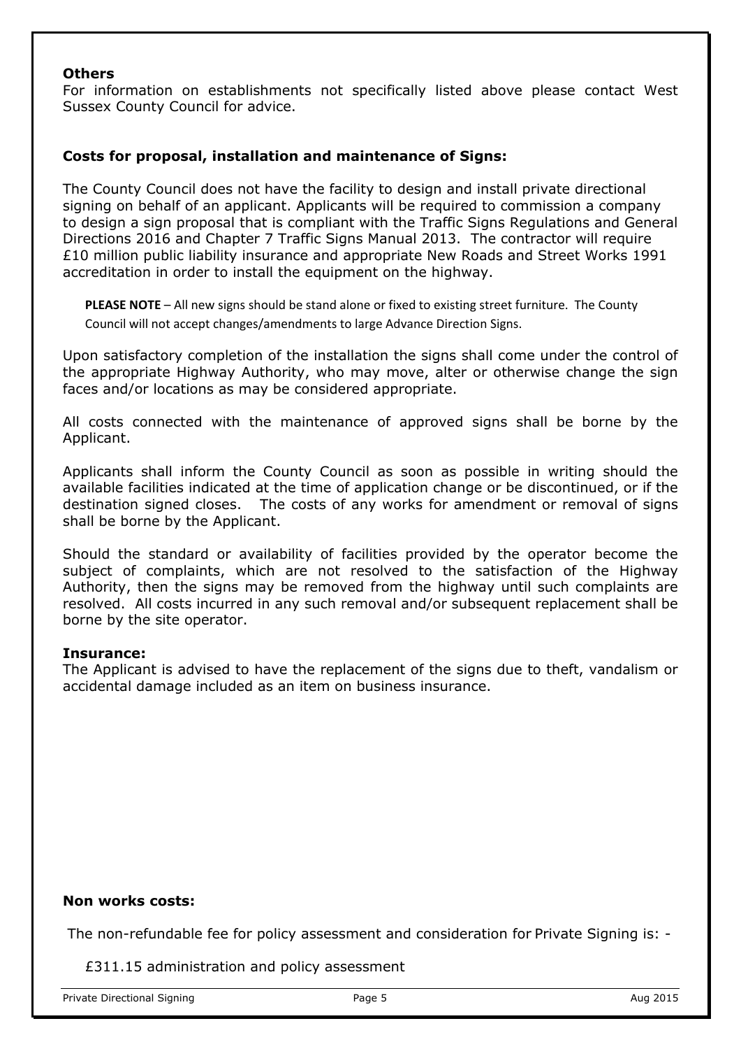**Others**

For information on establishments not specifically listed above please contact West Sussex County Council for advice.

**Costs for proposal, installation and maintenance of Signs:**

The County Council does not have the facility to design and install private directional signing on behalf of an applicant. Applicants will be required to commission a company to design a sign proposal that is compliant with the Traffic Signs Regulations and General Directions 2016 and Chapter 7 Traffic Signs Manual 2013. The contractor will require £10 million public liability insurance and appropriate New Roads and Street Works 1991 accreditation in order to install the equipment on the highway.

**PLEASE NOTE** – All new signs should be stand alone or fixed to existing street furniture. The County Council will not accept changes/amendments to large Advance Direction Signs.

Upon satisfactory completion of the installation the signs shall come under the control of the appropriate Highway Authority, who may move, alter or otherwise change the sign faces and/or locations as may be considered appropriate.

All costs connected with the maintenance of approved signs shall be borne by the Applicant.

Applicants shall inform the County Council as soon as possible in writing should the available facilities indicated at the time of application change or be discontinued, or if the destination signed closes. The costs of any works for amendment or removal of signs shall be borne by the Applicant.

Should the standard or availability of facilities provided by the operator become the subject of complaints, which are not resolved to the satisfaction of the Highway Authority, then the signs may be removed from the highway until such complaints are resolved. All costs incurred in any such removal and/or subsequent replacement shall be borne by the site operator.

**Insurance:**

The Applicant is advised to have the replacement of the signs due to theft, vandalism or accidental damage included as an item on business insurance.

**Non works costs:**

The non-refundable fee for policy assessment and consideration for Private Signing is: -

£311.15 administration and policy assessment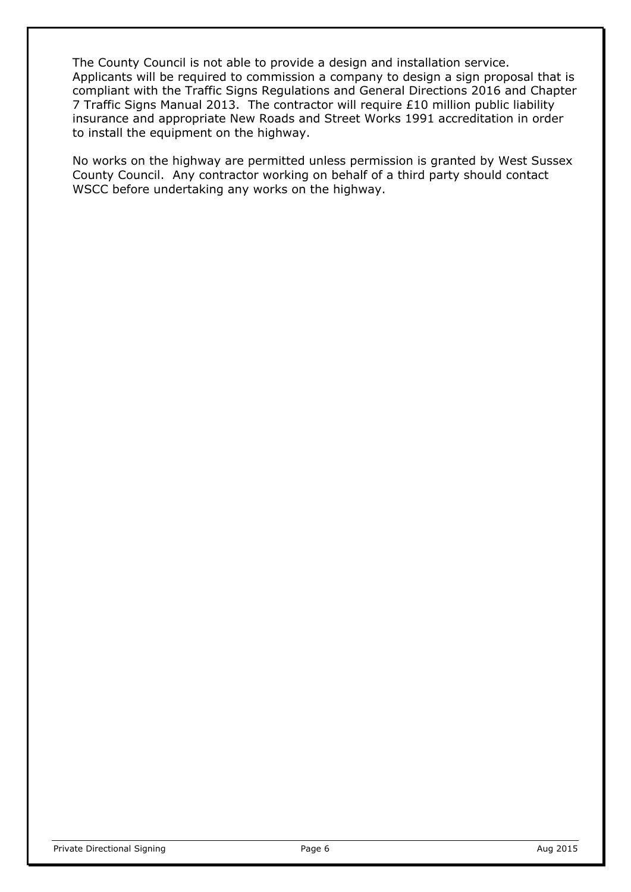The County Council is not able to provide a design and installation service. Applicants will be required to commission a company to design a sign proposal that is compliant with the Traffic Signs Regulations and General Directions 2016 and Chapter 7 Traffic Signs Manual 2013. The contractor will require £10 million public liability insurance and appropriate New Roads and Street Works 1991 accreditation in order to install the equipment on the highway.

No works on the highway are permitted unless permission is granted by West Sussex County Council. Any contractor working on behalf of a third party should contact WSCC before undertaking any works on the highway.